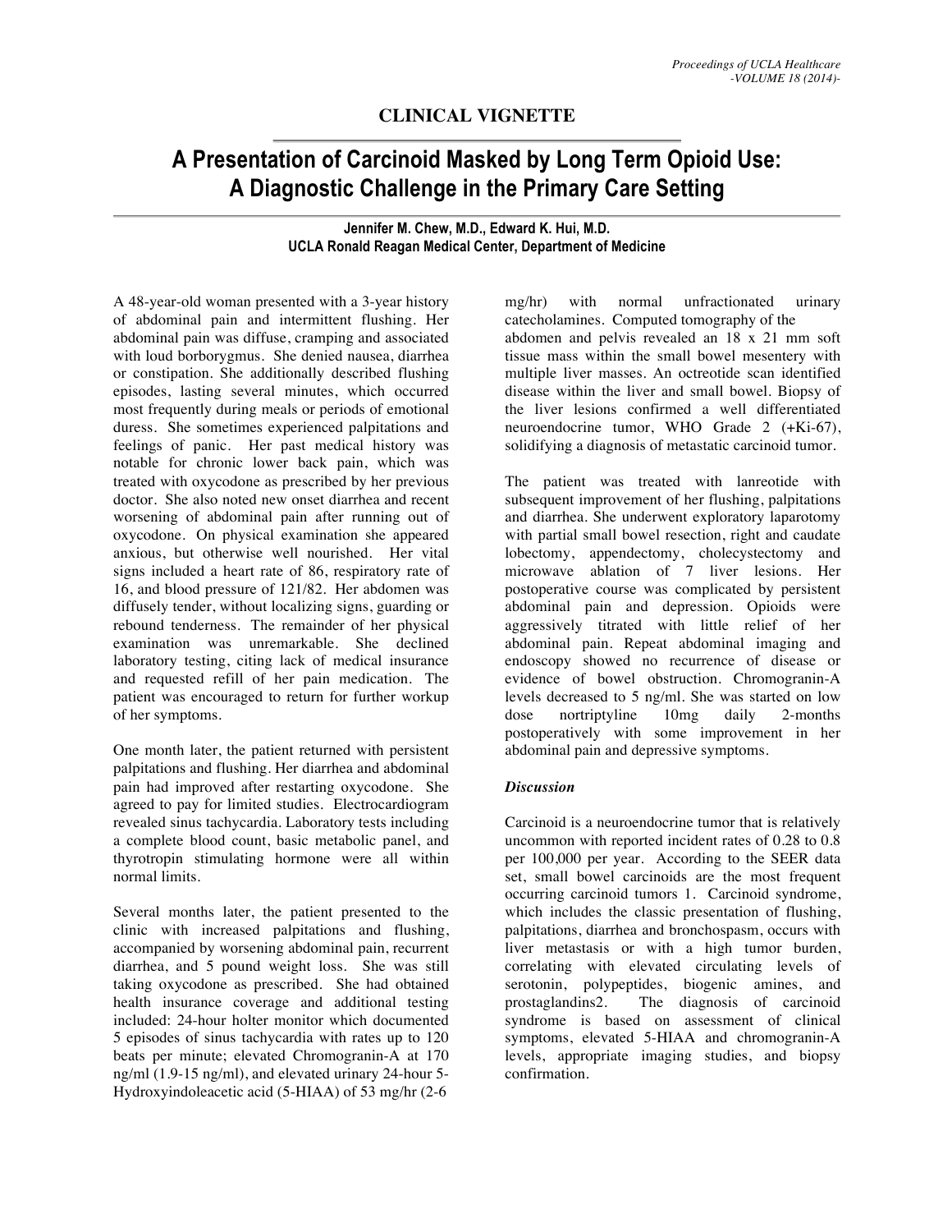## CLINICAL VIGNETTE

# A Presentation of Carcinoid Masked by Long Term Opioid Use: A Diagnostic Challenge in the Primary Care Setting

**Jennifer M. Chew, M.D., Edward K. Hui, M.D.**
**UCLA Ronald Reagan Medical Center, Department of Medicine**

A 48-year-old woman presented with a 3-year history of abdominal pain and intermittent flushing. Her abdominal pain was diffuse, cramping and associated with loud borborygmus. She denied nausea, diarrhea or constipation. She additionally described flushing episodes, lasting several minutes, which occurred most frequently during meals or periods of emotional duress. She sometimes experienced palpitations and feelings of panic. Her past medical history was notable for chronic lower back pain, which was treated with oxycodone as prescribed by her previous doctor. She also noted new onset diarrhea and recent worsening of abdominal pain after running out of oxycodone. On physical examination she appeared anxious, but otherwise well nourished. Her vital signs included a heart rate of 86, respiratory rate of 16, and blood pressure of 121/82. Her abdomen was diffusely tender, without localizing signs, guarding or rebound tenderness. The remainder of her physical examination was unremarkable. She declined laboratory testing, citing lack of medical insurance and requested refill of her pain medication. The patient was encouraged to return for further workup of her symptoms.

One month later, the patient returned with persistent palpitations and flushing. Her diarrhea and abdominal pain had improved after restarting oxycodone. She agreed to pay for limited studies. Electrocardiogram revealed sinus tachycardia. Laboratory tests including a complete blood count, basic metabolic panel, and thyrotropin stimulating hormone were all within normal limits.

Several months later, the patient presented to the clinic with increased palpitations and flushing, accompanied by worsening abdominal pain, recurrent diarrhea, and 5 pound weight loss. She was still taking oxycodone as prescribed. She had obtained health insurance coverage and additional testing included: 24-hour holter monitor which documented 5 episodes of sinus tachycardia with rates up to 120 beats per minute; elevated Chromogranin-A at 170 ng/ml (1.9-15 ng/ml), and elevated urinary 24-hour 5-Hydroxyindoleacetic acid (5-HIAA) of 53 mg/hr (2-6 mg/hr) with normal unfractionated urinary catecholamines. Computed tomography of the abdomen and pelvis revealed an 18 x 21 mm soft tissue mass within the small bowel mesentery with multiple liver masses. An octreotide scan identified disease within the liver and small bowel. Biopsy of the liver lesions confirmed a well differentiated neuroendocrine tumor, WHO Grade 2 (+Ki-67), solidifying a diagnosis of metastatic carcinoid tumor.

The patient was treated with lanreotide with subsequent improvement of her flushing, palpitations and diarrhea. She underwent exploratory laparotomy with partial small bowel resection, right and caudate lobectomy, appendectomy, cholecystectomy and microwave ablation of 7 liver lesions. Her postoperative course was complicated by persistent abdominal pain and depression. Opioids were aggressively titrated with little relief of her abdominal pain. Repeat abdominal imaging and endoscopy showed no recurrence of disease or evidence of bowel obstruction. Chromogranin-A levels decreased to 5 ng/ml. She was started on low dose nortriptyline 10mg daily 2-months postoperatively with some improvement in her abdominal pain and depressive symptoms.

### *Discussion*

Carcinoid is a neuroendocrine tumor that is relatively uncommon with reported incident rates of 0.28 to 0.8 per 100,000 per year. According to the SEER data set, small bowel carcinoids are the most frequent occurring carcinoid tumors [1]. Carcinoid syndrome, which includes the classic presentation of flushing, palpitations, diarrhea and bronchospasm, occurs with liver metastasis or with a high tumor burden, correlating with elevated circulating levels of serotonin, polypeptides, biogenic amines, and prostaglandins [2]. The diagnosis of carcinoid syndrome is based on assessment of clinical symptoms, elevated 5-HIAA and chromogranin-A levels, appropriate imaging studies, and biopsy confirmation.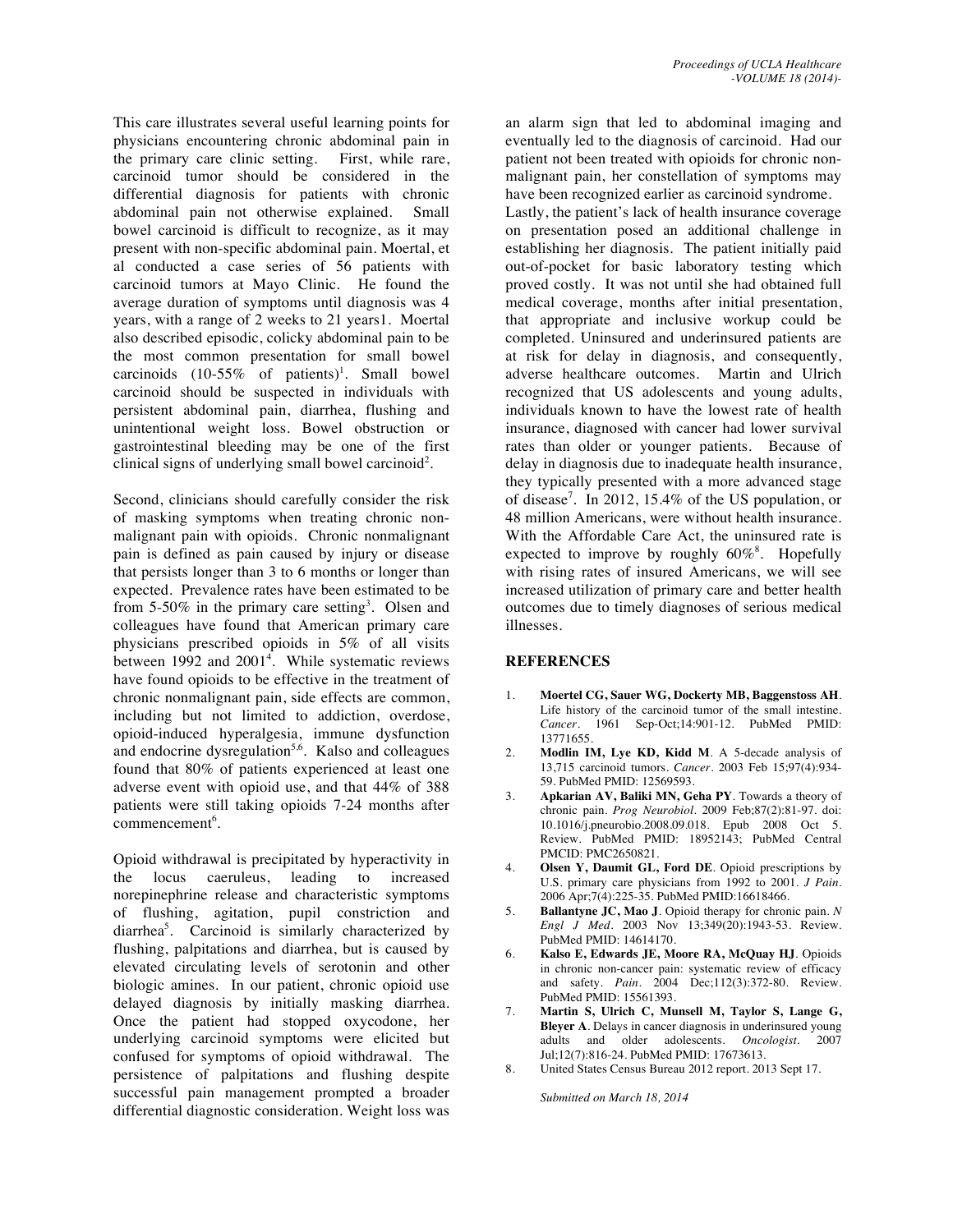This care illustrates several useful learning points for physicians encountering chronic abdominal pain in the primary care clinic setting. First, while rare, carcinoid tumor should be considered in the differential diagnosis for patients with chronic abdominal pain not otherwise explained. Small bowel carcinoid is difficult to recognize, as it may present with non-specific abdominal pain. Moertal, et al conducted a case series of 56 patients with carcinoid tumors at Mayo Clinic. He found the average duration of symptoms until diagnosis was 4 years, with a range of 2 weeks to 21 years1. Moertal also described episodic, colicky abdominal pain to be the most common presentation for small bowel carcinoids (10-55% of patients)[1]. Small bowel carcinoid should be suspected in individuals with persistent abdominal pain, diarrhea, flushing and unintentional weight loss. Bowel obstruction or gastrointestinal bleeding may be one of the first clinical signs of underlying small bowel carcinoid[2].

Second, clinicians should carefully consider the risk of masking symptoms when treating chronic non-malignant pain with opioids. Chronic nonmalignant pain is defined as pain caused by injury or disease that persists longer than 3 to 6 months or longer than expected. Prevalence rates have been estimated to be from 5-50% in the primary care setting[3]. Olsen and colleagues have found that American primary care physicians prescribed opioids in 5% of all visits between 1992 and 2001[4]. While systematic reviews have found opioids to be effective in the treatment of chronic nonmalignant pain, side effects are common, including but not limited to addiction, overdose, opioid-induced hyperalgesia, immune dysfunction and endocrine dysregulation[5,6]. Kalso and colleagues found that 80% of patients experienced at least one adverse event with opioid use, and that 44% of 388 patients were still taking opioids 7-24 months after commencement[6].

Opioid withdrawal is precipitated by hyperactivity in the locus caeruleus, leading to increased norepinephrine release and characteristic symptoms of flushing, agitation, pupil constriction and diarrhea[5]. Carcinoid is similarly characterized by flushing, palpitations and diarrhea, but is caused by elevated circulating levels of serotonin and other biologic amines. In our patient, chronic opioid use delayed diagnosis by initially masking diarrhea. Once the patient had stopped oxycodone, her underlying carcinoid symptoms were elicited but confused for symptoms of opioid withdrawal. The persistence of palpitations and flushing despite successful pain management prompted a broader differential diagnostic consideration. Weight loss was an alarm sign that led to abdominal imaging and eventually led to the diagnosis of carcinoid. Had our patient not been treated with opioids for chronic non-malignant pain, her constellation of symptoms may have been recognized earlier as carcinoid syndrome.

Lastly, the patient's lack of health insurance coverage on presentation posed an additional challenge in establishing her diagnosis. The patient initially paid out-of-pocket for basic laboratory testing which proved costly. It was not until she had obtained full medical coverage, months after initial presentation, that appropriate and inclusive workup could be completed. Uninsured and underinsured patients are at risk for delay in diagnosis, and consequently, adverse healthcare outcomes. Martin and Ulrich recognized that US adolescents and young adults, individuals known to have the lowest rate of health insurance, diagnosed with cancer had lower survival rates than older or younger patients. Because of delay in diagnosis due to inadequate health insurance, they typically presented with a more advanced stage of disease[7]. In 2012, 15.4% of the US population, or 48 million Americans, were without health insurance. With the Affordable Care Act, the uninsured rate is expected to improve by roughly 60%[8]. Hopefully with rising rates of insured Americans, we will see increased utilization of primary care and better health outcomes due to timely diagnoses of serious medical illnesses.

## REFERENCES

1. **Moertel CG, Sauer WG, Dockerty MB, Baggenstoss AH**. Life history of the carcinoid tumor of the small intestine. *Cancer*. 1961 Sep-Oct;14:901-12. PubMed PMID: 13771655.
2. **Modlin IM, Lye KD, Kidd M**. A 5-decade analysis of 13,715 carcinoid tumors. *Cancer*. 2003 Feb 15;97(4):934-59. PubMed PMID: 12569593.
3. **Apkarian AV, Baliki MN, Geha PY**. Towards a theory of chronic pain. *Prog Neurobiol*. 2009 Feb;87(2):81-97. doi: 10.1016/j.pneurobio.2008.09.018. Epub 2008 Oct 5. Review. PubMed PMID: 18952143; PubMed Central PMCID: PMC2650821.
4. **Olsen Y, Daumit GL, Ford DE**. Opioid prescriptions by U.S. primary care physicians from 1992 to 2001. *J Pain*. 2006 Apr;7(4):225-35. PubMed PMID:16618466.
5. **Ballantyne JC, Mao J**. Opioid therapy for chronic pain. *N Engl J Med*. 2003 Nov 13;349(20):1943-53. Review. PubMed PMID: 14614170.
6. **Kalso E, Edwards JE, Moore RA, McQuay HJ**. Opioids in chronic non-cancer pain: systematic review of efficacy and safety. *Pain*. 2004 Dec;112(3):372-80. Review. PubMed PMID: 15561393.
7. **Martin S, Ulrich C, Munsell M, Taylor S, Lange G, Bleyer A**. Delays in cancer diagnosis in underinsured young adults and older adolescents. *Oncologist*. 2007 Jul;12(7):816-24. PubMed PMID: 17673613.
8. United States Census Bureau 2012 report. 2013 Sept 17.

*Submitted on March 18, 2014*